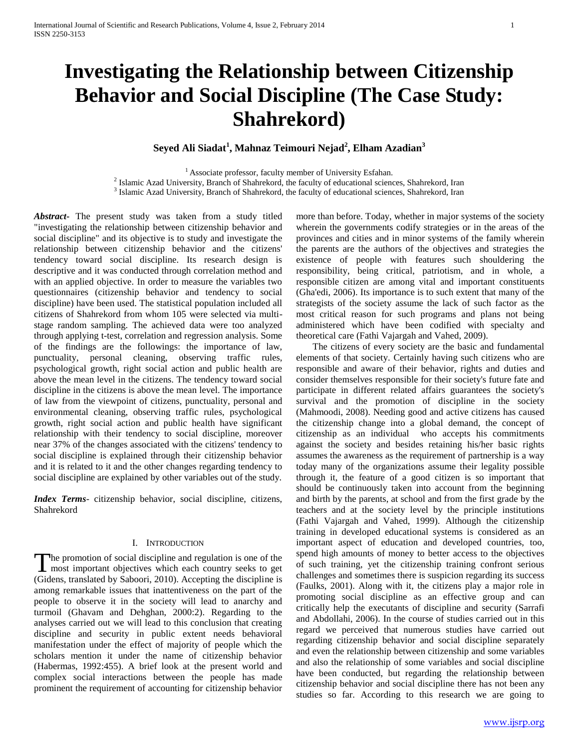# Investigating the Relationship between Citizenship Behavior and Social Discipline (The Case Study: Shahrekord)

**Seyed Ali Siadat[1], Mahnaz Teimouri Nejad[2], Elham Azadian[3]**

[1] Associate professor, faculty member of University Esfahan.
[2] Islamic Azad University, Branch of Shahrekord, the faculty of educational sciences, Shahrekord, Iran
[3] Islamic Azad University, Branch of Shahrekord, the faculty of educational sciences, Shahrekord, Iran

***Abstract*-** The present study was taken from a study titled "investigating the relationship between citizenship behavior and social discipline" and its objective is to study and investigate the relationship between citizenship behavior and the citizens' tendency toward social discipline. Its research design is descriptive and it was conducted through correlation method and with an applied objective. In order to measure the variables two questionnaires (citizenship behavior and tendency to social discipline) have been used. The statistical population included all citizens of Shahrekord from whom 105 were selected via multi-stage random sampling. The achieved data were too analyzed through applying t-test, correlation and regression analysis. Some of the findings are the followings: the importance of law, punctuality, personal cleaning, observing traffic rules, psychological growth, right social action and public health are above the mean level in the citizens. The tendency toward social discipline in the citizens is above the mean level. The importance of law from the viewpoint of citizens, punctuality, personal and environmental cleaning, observing traffic rules, psychological growth, right social action and public health have significant relationship with their tendency to social discipline, moreover near 37% of the changes associated with the citizens' tendency to social discipline is explained through their citizenship behavior and it is related to it and the other changes regarding tendency to social discipline are explained by other variables out of the study.

***Index Terms*-** citizenship behavior, social discipline, citizens, Shahrekord

## I. Introduction

The promotion of social discipline and regulation is one of the most important objectives which each country seeks to get (Gidens, translated by Saboori, 2010). Accepting the discipline is among remarkable issues that inattentiveness on the part of the people to observe it in the society will lead to anarchy and turmoil (Ghavam and Dehghan, 2000:2). Regarding to the analyses carried out we will lead to this conclusion that creating discipline and security in public extent needs behavioral manifestation under the effect of majority of people which the scholars mention it under the name of citizenship behavior (Habermas, 1992:455). A brief look at the present world and complex social interactions between the people has made prominent the requirement of accounting for citizenship behavior more than before. Today, whether in major systems of the society wherein the governments codify strategies or in the areas of the provinces and cities and in minor systems of the family wherein the parents are the authors of the objectives and strategies the existence of people with features such shouldering the responsibility, being critical, patriotism, and in whole, a responsible citizen are among vital and important constituents (Gha'edi, 2006). Its importance is to such extent that many of the strategists of the society assume the lack of such factor as the most critical reason for such programs and plans not being administered which have been codified with specialty and theoretical care (Fathi Vajargah and Vahed, 2009).

The citizens of every society are the basic and fundamental elements of that society. Certainly having such citizens who are responsible and aware of their behavior, rights and duties and consider themselves responsible for their society's future fate and participate in different related affairs guarantees the society's survival and the promotion of discipline in the society (Mahmoodi, 2008). Needing good and active citizens has caused the citizenship change into a global demand, the concept of citizenship as an individual who accepts his commitments against the society and besides retaining his/her basic rights assumes the awareness as the requirement of partnership is a way today many of the organizations assume their legality possible through it, the feature of a good citizen is so important that should be continuously taken into account from the beginning and birth by the parents, at school and from the first grade by the teachers and at the society level by the principle institutions (Fathi Vajargah and Vahed, 1999). Although the citizenship training in developed educational systems is considered as an important aspect of education and developed countries, too, spend high amounts of money to better access to the objectives of such training, yet the citizenship training confront serious challenges and sometimes there is suspicion regarding its success (Faulks, 2001). Along with it, the citizens play a major role in promoting social discipline as an effective group and can critically help the executants of discipline and security (Sarrafi and Abdollahi, 2006). In the course of studies carried out in this regard we perceived that numerous studies have carried out regarding citizenship behavior and social discipline separately and even the relationship between citizenship and some variables and also the relationship of some variables and social discipline have been conducted, but regarding the relationship between citizenship behavior and social discipline there has not been any studies so far. According to this research we are going to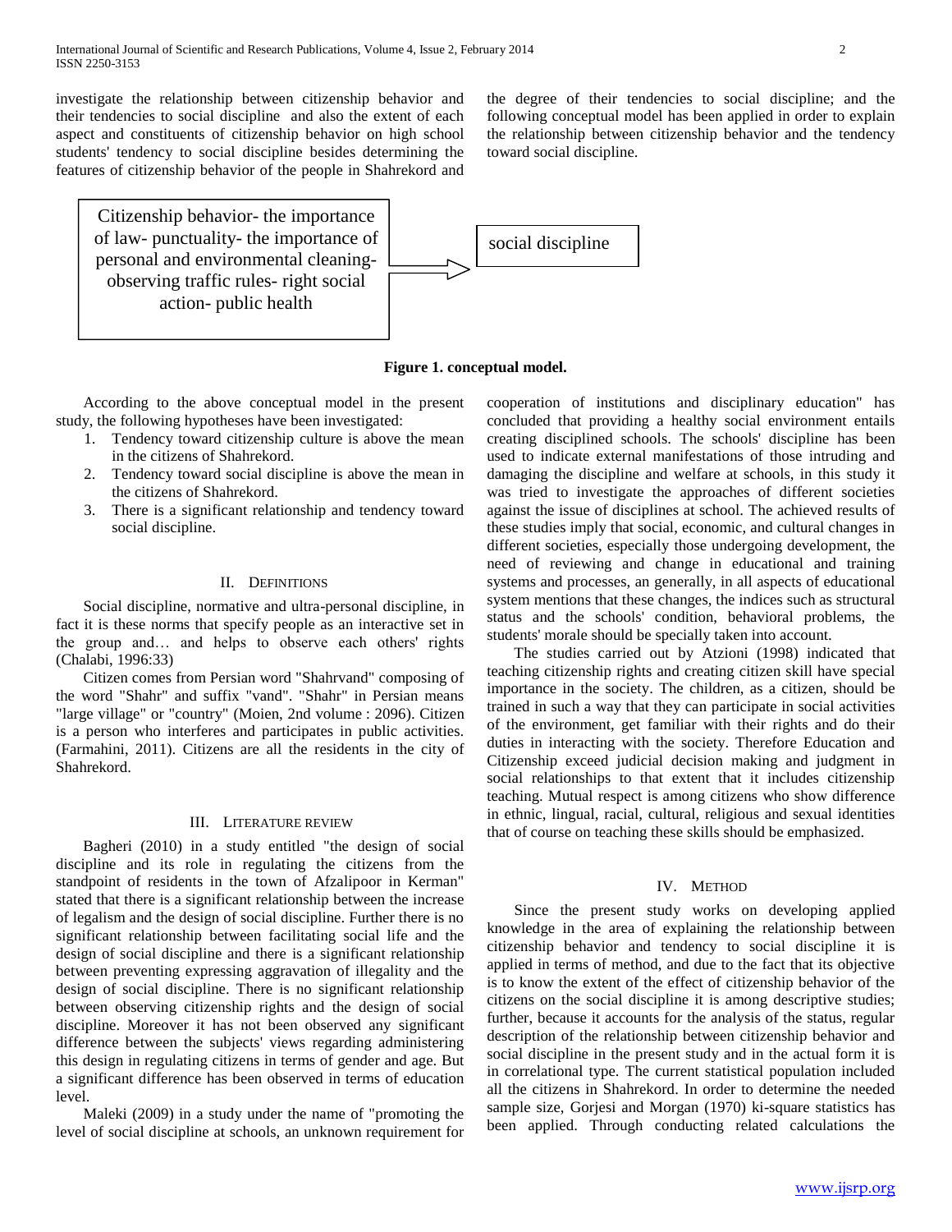investigate the relationship between citizenship behavior and their tendencies to social discipline and also the extent of each aspect and constituents of citizenship behavior on high school students' tendency to social discipline besides determining the features of citizenship behavior of the people in Shahrekord and the degree of their tendencies to social discipline; and the following conceptual model has been applied in order to explain the relationship between citizenship behavior and the tendency toward social discipline.

Citizenship behavior- the importance of law- punctuality- the importance of personal and environmental cleaning- observing traffic rules- right social action- public health → social discipline

**Figure 1. conceptual model.**

According to the above conceptual model in the present study, the following hypotheses have been investigated:

1. Tendency toward citizenship culture is above the mean in the citizens of Shahrekord.
2. Tendency toward social discipline is above the mean in the citizens of Shahrekord.
3. There is a significant relationship and tendency toward social discipline.

## II. Definitions

Social discipline, normative and ultra-personal discipline, in fact it is these norms that specify people as an interactive set in the group and… and helps to observe each others' rights (Chalabi, 1996:33)

Citizen comes from Persian word "Shahrvand" composing of the word "Shahr" and suffix "vand". "Shahr" in Persian means "large village" or "country" (Moien, 2nd volume : 2096). Citizen is a person who interferes and participates in public activities. (Farmahini, 2011). Citizens are all the residents in the city of Shahrekord.

## III. Literature review

Bagheri (2010) in a study entitled "the design of social discipline and its role in regulating the citizens from the standpoint of residents in the town of Afzalipoor in Kerman" stated that there is a significant relationship between the increase of legalism and the design of social discipline. Further there is no significant relationship between facilitating social life and the design of social discipline and there is a significant relationship between preventing expressing aggravation of illegality and the design of social discipline. There is no significant relationship between observing citizenship rights and the design of social discipline. Moreover it has not been observed any significant difference between the subjects' views regarding administering this design in regulating citizens in terms of gender and age. But a significant difference has been observed in terms of education level.

Maleki (2009) in a study under the name of "promoting the level of social discipline at schools, an unknown requirement for cooperation of institutions and disciplinary education" has concluded that providing a healthy social environment entails creating disciplined schools. The schools' discipline has been used to indicate external manifestations of those intruding and damaging the discipline and welfare at schools, in this study it was tried to investigate the approaches of different societies against the issue of disciplines at school. The achieved results of these studies imply that social, economic, and cultural changes in different societies, especially those undergoing development, the need of reviewing and change in educational and training systems and processes, an generally, in all aspects of educational system mentions that these changes, the indices such as structural status and the schools' condition, behavioral problems, the students' morale should be specially taken into account.

The studies carried out by Atzioni (1998) indicated that teaching citizenship rights and creating citizen skill have special importance in the society. The children, as a citizen, should be trained in such a way that they can participate in social activities of the environment, get familiar with their rights and do their duties in interacting with the society. Therefore Education and Citizenship exceed judicial decision making and judgment in social relationships to that extent that it includes citizenship teaching. Mutual respect is among citizens who show difference in ethnic, lingual, racial, cultural, religious and sexual identities that of course on teaching these skills should be emphasized.

## IV. Method

Since the present study works on developing applied knowledge in the area of explaining the relationship between citizenship behavior and tendency to social discipline it is applied in terms of method, and due to the fact that its objective is to know the extent of the effect of citizenship behavior of the citizens on the social discipline it is among descriptive studies; further, because it accounts for the analysis of the status, regular description of the relationship between citizenship behavior and social discipline in the present study and in the actual form it is in correlational type. The current statistical population included all the citizens in Shahrekord. In order to determine the needed sample size, Gorjesi and Morgan (1970) ki-square statistics has been applied. Through conducting related calculations the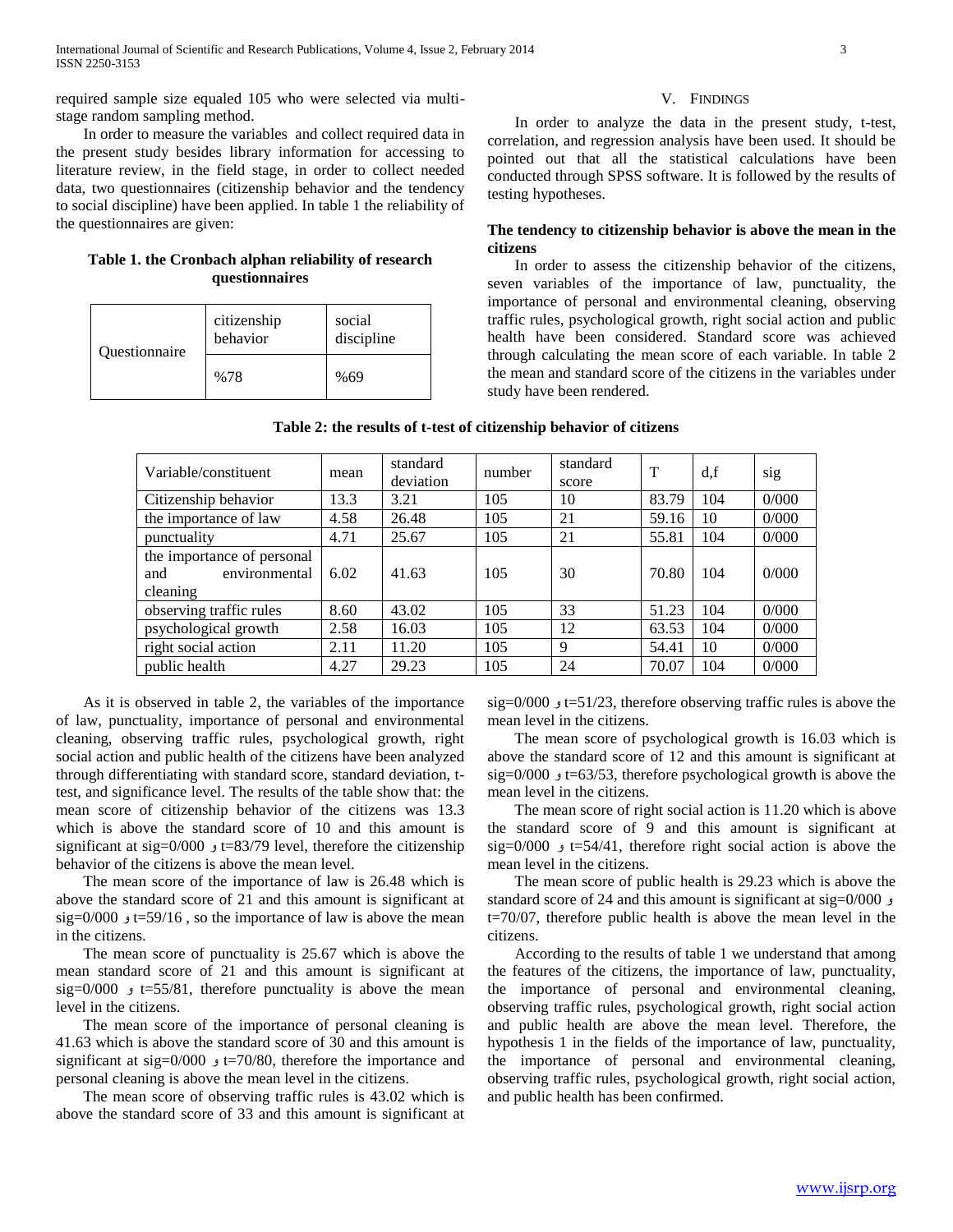required sample size equaled 105 who were selected via multi-stage random sampling method.

In order to measure the variables and collect required data in the present study besides library information for accessing to literature review, in the field stage, in order to collect needed data, two questionnaires (citizenship behavior and the tendency to social discipline) have been applied. In table 1 the reliability of the questionnaires are given:

**Table 1. the Cronbach alphan reliability of research questionnaires**

| Questionnaire | citizenship behavior | social discipline |
|---|---|---|
| | %78 | %69 |

# V. Findings

In order to analyze the data in the present study, t-test, correlation, and regression analysis have been used. It should be pointed out that all the statistical calculations have been conducted through SPSS software. It is followed by the results of testing hypotheses.

**The tendency to citizenship behavior is above the mean in the citizens**

In order to assess the citizenship behavior of the citizens, seven variables of the importance of law, punctuality, the importance of personal and environmental cleaning, observing traffic rules, psychological growth, right social action and public health have been considered. Standard score was achieved through calculating the mean score of each variable. In table 2 the mean and standard score of the citizens in the variables under study have been rendered.

**Table 2: the results of t-test of citizenship behavior of citizens**

| Variable/constituent | mean | standard deviation | number | standard score | T | d,f | sig |
|---|---|---|---|---|---|---|---|
| Citizenship behavior | 13.3 | 3.21 | 105 | 10 | 83.79 | 104 | 0/000 |
| the importance of law | 4.58 | 26.48 | 105 | 21 | 59.16 | 10 | 0/000 |
| punctuality | 4.71 | 25.67 | 105 | 21 | 55.81 | 104 | 0/000 |
| the importance of personal and environmental cleaning | 6.02 | 41.63 | 105 | 30 | 70.80 | 104 | 0/000 |
| observing traffic rules | 8.60 | 43.02 | 105 | 33 | 51.23 | 104 | 0/000 |
| psychological growth | 2.58 | 16.03 | 105 | 12 | 63.53 | 104 | 0/000 |
| right social action | 2.11 | 11.20 | 105 | 9 | 54.41 | 10 | 0/000 |
| public health | 4.27 | 29.23 | 105 | 24 | 70.07 | 104 | 0/000 |

As it is observed in table 2, the variables of the importance of law, punctuality, importance of personal and environmental cleaning, observing traffic rules, psychological growth, right social action and public health of the citizens have been analyzed through differentiating with standard score, standard deviation, t-test, and significance level. The results of the table show that: the mean score of citizenship behavior of the citizens was 13.3 which is above the standard score of 10 and this amount is significant at sig=0/000 و t=83/79 level, therefore the citizenship behavior of the citizens is above the mean level.

The mean score of the importance of law is 26.48 which is above the standard score of 21 and this amount is significant at sig=0/000 و t=59/16 , so the importance of law is above the mean in the citizens.

The mean score of punctuality is 25.67 which is above the mean standard score of 21 and this amount is significant at sig=0/000 و t=55/81, therefore punctuality is above the mean level in the citizens.

The mean score of the importance of personal cleaning is 41.63 which is above the standard score of 30 and this amount is significant at sig=0/000 و t=70/80, therefore the importance and personal cleaning is above the mean level in the citizens.

The mean score of observing traffic rules is 43.02 which is above the standard score of 33 and this amount is significant at sig=0/000 و t=51/23, therefore observing traffic rules is above the mean level in the citizens.

The mean score of psychological growth is 16.03 which is above the standard score of 12 and this amount is significant at sig=0/000 و t=63/53, therefore psychological growth is above the mean level in the citizens.

The mean score of right social action is 11.20 which is above the standard score of 9 and this amount is significant at sig=0/000 و t=54/41, therefore right social action is above the mean level in the citizens.

The mean score of public health is 29.23 which is above the standard score of 24 and this amount is significant at sig=0/000 و t=70/07, therefore public health is above the mean level in the citizens.

According to the results of table 1 we understand that among the features of the citizens, the importance of law, punctuality, the importance of personal and environmental cleaning, observing traffic rules, psychological growth, right social action and public health are above the mean level. Therefore, the hypothesis 1 in the fields of the importance of law, punctuality, the importance of personal and environmental cleaning, observing traffic rules, psychological growth, right social action, and public health has been confirmed.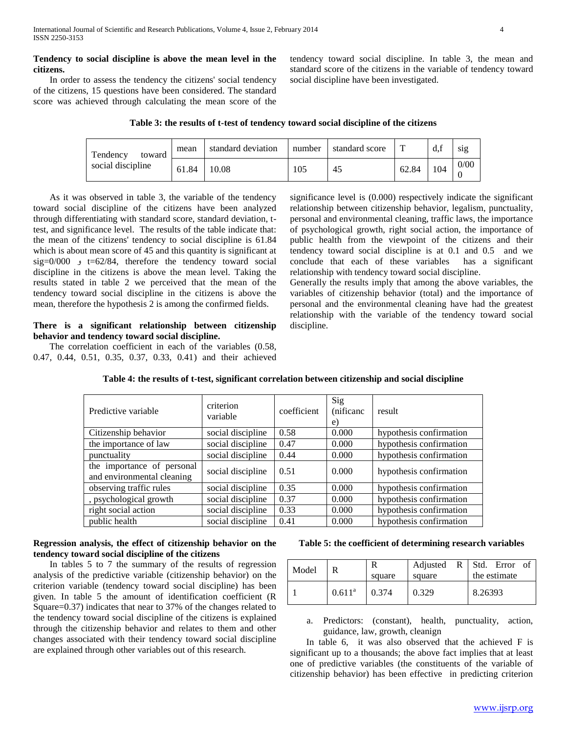**Tendency to social discipline is above the mean level in the citizens.**

In order to assess the tendency the citizens' social tendency of the citizens, 15 questions have been considered. The standard score was achieved through calculating the mean score of the tendency toward social discipline. In table 3, the mean and standard score of the citizens in the variable of tendency toward social discipline have been investigated.

**Table 3: the results of t-test of tendency toward social discipline of the citizens**

| Tendency toward social discipline | mean | standard deviation | number | standard score | T | d,f | sig |
|---|---|---|---|---|---|---|---|
| | 61.84 | 10.08 | 105 | 45 | 62.84 | 104 | 0/000 |

As it was observed in table 3, the variable of the tendency toward social discipline of the citizens have been analyzed through differentiating with standard score, standard deviation, t-test, and significance level. The results of the table indicate that: the mean of the citizens' tendency to social discipline is 61.84 which is about mean score of 45 and this quantity is significant at sig=0/000 و t=62/84, therefore the tendency toward social discipline in the citizens is above the mean level. Taking the results stated in table 2 we perceived that the mean of the tendency toward social discipline in the citizens is above the mean, therefore the hypothesis 2 is among the confirmed fields.

**There is a significant relationship between citizenship behavior and tendency toward social discipline.**

The correlation coefficient in each of the variables (0.58, 0.47, 0.44, 0.51, 0.35, 0.37, 0.33, 0.41) and their achieved significance level is (0.000) respectively indicate the significant relationship between citizenship behavior, legalism, punctuality, personal and environmental cleaning, traffic laws, the importance of psychological growth, right social action, the importance of public health from the viewpoint of the citizens and their tendency toward social discipline is at 0.1 and 0.5 and we conclude that each of these variables has a significant relationship with tendency toward social discipline.

Generally the results imply that among the above variables, the variables of citizenship behavior (total) and the importance of personal and the environmental cleaning have had the greatest relationship with the variable of the tendency toward social discipline.

**Table 4: the results of t-test, significant correlation between citizenship and social discipline**

| Predictive variable | criterion variable | coefficient | Sig (nificance) | result |
|---|---|---|---|---|
| Citizenship behavior | social discipline | 0.58 | 0.000 | hypothesis confirmation |
| the importance of law | social discipline | 0.47 | 0.000 | hypothesis confirmation |
| punctuality | social discipline | 0.44 | 0.000 | hypothesis confirmation |
| the importance of personal and environmental cleaning | social discipline | 0.51 | 0.000 | hypothesis confirmation |
| observing traffic rules | social discipline | 0.35 | 0.000 | hypothesis confirmation |
| , psychological growth | social discipline | 0.37 | 0.000 | hypothesis confirmation |
| right social action | social discipline | 0.33 | 0.000 | hypothesis confirmation |
| public health | social discipline | 0.41 | 0.000 | hypothesis confirmation |

**Regression analysis, the effect of citizenship behavior on the tendency toward social discipline of the citizens**

In tables 5 to 7 the summary of the results of regression analysis of the predictive variable (citizenship behavior) on the criterion variable (tendency toward social discipline) has been given. In table 5 the amount of identification coefficient (R Square=0.37) indicates that near to 37% of the changes related to the tendency toward social discipline of the citizens is explained through the citizenship behavior and relates to them and other changes associated with their tendency toward social discipline are explained through other variables out of this research.

**Table 5: the coefficient of determining research variables**

| Model | R | R square | Adjusted R square | Std. Error of the estimate |
|---|---|---|---|---|
| 1 | 0.611[a] | 0.374 | 0.329 | 8.26393 |

a. Predictors: (constant), health, punctuality, action, guidance, law, growth, cleanign

In table 6, it was also observed that the achieved F is significant up to a thousands; the above fact implies that at least one of predictive variables (the constituents of the variable of citizenship behavior) has been effective in predicting criterion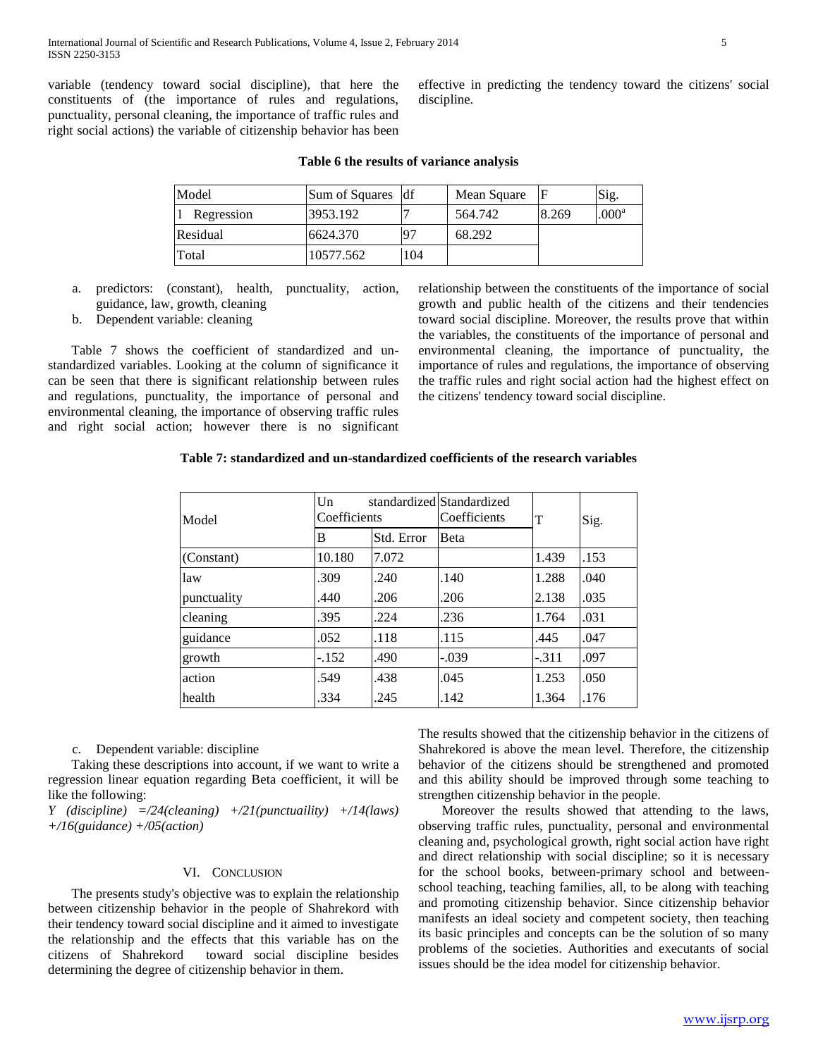variable (tendency toward social discipline), that here the constituents of (the importance of rules and regulations, punctuality, personal cleaning, the importance of traffic rules and right social actions) the variable of citizenship behavior has been effective in predicting the tendency toward the citizens' social discipline.

**Table 6 the results of variance analysis**

| Model | Sum of Squares | df | Mean Square | F | Sig. |
|---|---|---|---|---|---|
| 1 Regression | 3953.192 | 7 | 564.742 | 8.269 | .000[a] |
| Residual | 6624.370 | 97 | 68.292 | | |
| Total | 10577.562 | 104 | | | |

a. predictors: (constant), health, punctuality, action, guidance, law, growth, cleaning
b. Dependent variable: cleaning

Table 7 shows the coefficient of standardized and un-standardized variables. Looking at the column of significance it can be seen that there is significant relationship between rules and regulations, punctuality, the importance of personal and environmental cleaning, the importance of observing traffic rules and right social action; however there is no significant relationship between the constituents of the importance of social growth and public health of the citizens and their tendencies toward social discipline. Moreover, the results prove that within the variables, the constituents of the importance of personal and environmental cleaning, the importance of punctuality, the importance of rules and regulations, the importance of observing the traffic rules and right social action had the highest effect on the citizens' tendency toward social discipline.

**Table 7: standardized and un-standardized coefficients of the research variables**

| Model | Un standardized Coefficients | | Standardized Coefficients | T | Sig. |
|---|---|---|---|---|---|
| | B | Std. Error | Beta | | |
| (Constant) | 10.180 | 7.072 | | 1.439 | .153 |
| law | .309 | .240 | .140 | 1.288 | .040 |
| punctuality | .440 | .206 | .206 | 2.138 | .035 |
| cleaning | .395 | .224 | .236 | 1.764 | .031 |
| guidance | .052 | .118 | .115 | .445 | .047 |
| growth | -.152 | .490 | -.039 | -.311 | .097 |
| action | .549 | .438 | .045 | 1.253 | .050 |
| health | .334 | .245 | .142 | 1.364 | .176 |

c. Dependent variable: discipline

Taking these descriptions into account, if we want to write a regression linear equation regarding Beta coefficient, it will be like the following:

*Y (discipline) =/24(cleaning) +/21(punctuaility) +/14(laws) +/16(guidance) +/05(action)*

## VI. Conclusion

The presents study's objective was to explain the relationship between citizenship behavior in the people of Shahrekord with their tendency toward social discipline and it aimed to investigate the relationship and the effects that this variable has on the citizens of Shahrekord toward social discipline besides determining the degree of citizenship behavior in them.

The results showed that the citizenship behavior in the citizens of Shahrekored is above the mean level. Therefore, the citizenship behavior of the citizens should be strengthened and promoted and this ability should be improved through some teaching to strengthen citizenship behavior in the people.

Moreover the results showed that attending to the laws, observing traffic rules, punctuality, personal and environmental cleaning and, psychological growth, right social action have right and direct relationship with social discipline; so it is necessary for the school books, between-primary school and between-school teaching, teaching families, all, to be along with teaching and promoting citizenship behavior. Since citizenship behavior manifests an ideal society and competent society, then teaching its basic principles and concepts can be the solution of so many problems of the societies. Authorities and executants of social issues should be the idea model for citizenship behavior.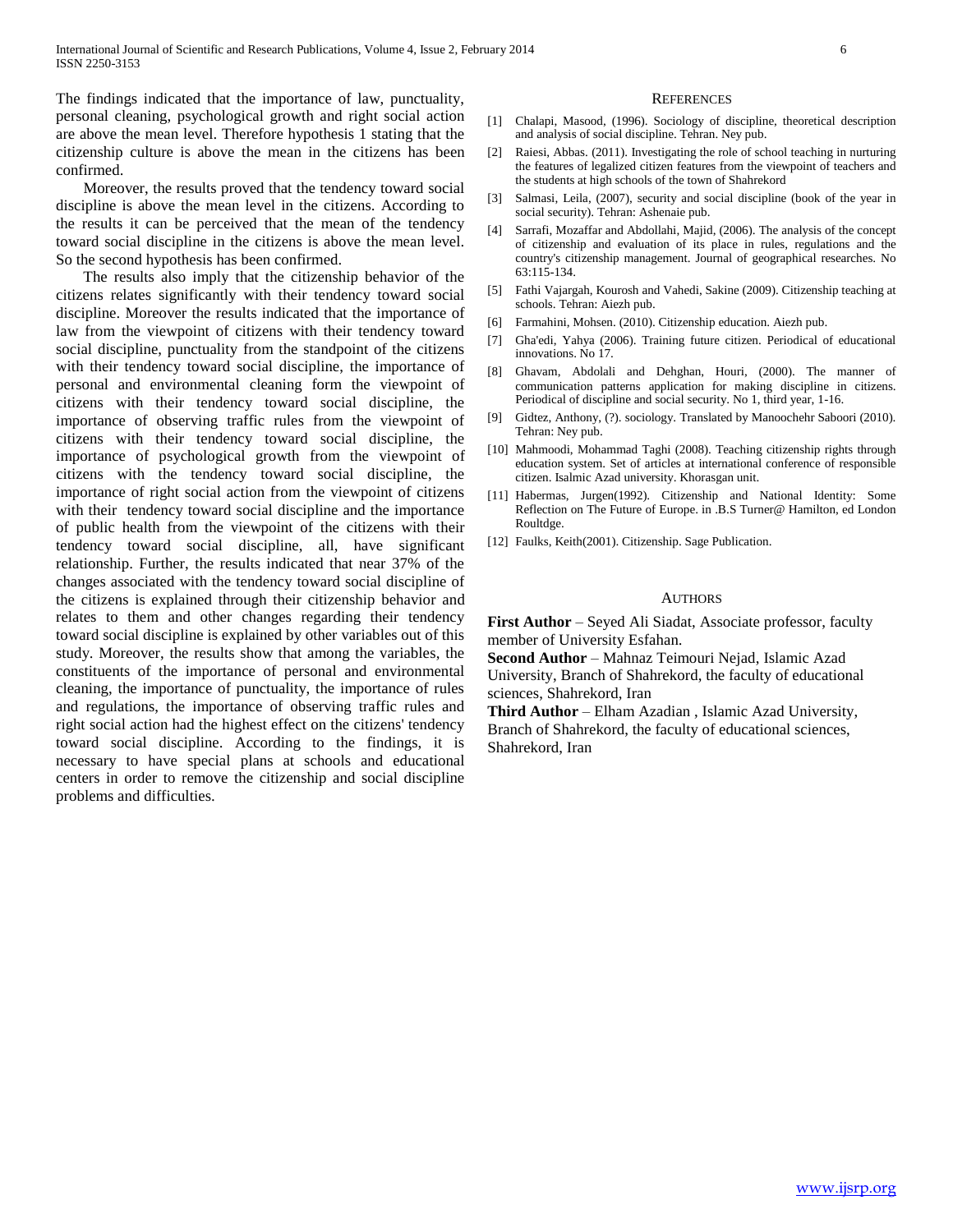The findings indicated that the importance of law, punctuality, personal cleaning, psychological growth and right social action are above the mean level. Therefore hypothesis 1 stating that the citizenship culture is above the mean in the citizens has been confirmed.

Moreover, the results proved that the tendency toward social discipline is above the mean level in the citizens. According to the results it can be perceived that the mean of the tendency toward social discipline in the citizens is above the mean level. So the second hypothesis has been confirmed.

The results also imply that the citizenship behavior of the citizens relates significantly with their tendency toward social discipline. Moreover the results indicated that the importance of law from the viewpoint of citizens with their tendency toward social discipline, punctuality from the standpoint of the citizens with their tendency toward social discipline, the importance of personal and environmental cleaning form the viewpoint of citizens with their tendency toward social discipline, the importance of observing traffic rules from the viewpoint of citizens with their tendency toward social discipline, the importance of psychological growth from the viewpoint of citizens with the tendency toward social discipline, the importance of right social action from the viewpoint of citizens with their tendency toward social discipline and the importance of public health from the viewpoint of the citizens with their tendency toward social discipline, all, have significant relationship. Further, the results indicated that near 37% of the changes associated with the tendency toward social discipline of the citizens is explained through their citizenship behavior and relates to them and other changes regarding their tendency toward social discipline is explained by other variables out of this study. Moreover, the results show that among the variables, the constituents of the importance of personal and environmental cleaning, the importance of punctuality, the importance of rules and regulations, the importance of observing traffic rules and right social action had the highest effect on the citizens' tendency toward social discipline. According to the findings, it is necessary to have special plans at schools and educational centers in order to remove the citizenship and social discipline problems and difficulties.

## References

[1] Chalapi, Masood, (1996). Sociology of discipline, theoretical description and analysis of social discipline. Tehran. Ney pub.

[2] Raiesi, Abbas. (2011). Investigating the role of school teaching in nurturing the features of legalized citizen features from the viewpoint of teachers and the students at high schools of the town of Shahrekord

[3] Salmasi, Leila, (2007), security and social discipline (book of the year in social security). Tehran: Ashenaie pub.

[4] Sarrafi, Mozaffar and Abdollahi, Majid, (2006). The analysis of the concept of citizenship and evaluation of its place in rules, regulations and the country's citizenship management. Journal of geographical researches. No 63:115-134.

[5] Fathi Vajargah, Kourosh and Vahedi, Sakine (2009). Citizenship teaching at schools. Tehran: Aiezh pub.

[6] Farmahini, Mohsen. (2010). Citizenship education. Aiezh pub.

[7] Gha'edi, Yahya (2006). Training future citizen. Periodical of educational innovations. No 17.

[8] Ghavam, Abdolali and Dehghan, Houri, (2000). The manner of communication patterns application for making discipline in citizens. Periodical of discipline and social security. No 1, third year, 1-16.

[9] Gidtez, Anthony, (?). sociology. Translated by Manoochehr Saboori (2010). Tehran: Ney pub.

[10] Mahmoodi, Mohammad Taghi (2008). Teaching citizenship rights through education system. Set of articles at international conference of responsible citizen. Isalmic Azad university. Khorasgan unit.

[11] Habermas, Jurgen(1992). Citizenship and National Identity: Some Reflection on The Future of Europe. in .B.S Turner@ Hamilton, ed London Roultdge.

[12] Faulks, Keith(2001). Citizenship. Sage Publication.

## Authors

**First Author** – Seyed Ali Siadat, Associate professor, faculty member of University Esfahan.

**Second Author** – Mahnaz Teimouri Nejad, Islamic Azad University, Branch of Shahrekord, the faculty of educational sciences, Shahrekord, Iran

**Third Author** – Elham Azadian , Islamic Azad University, Branch of Shahrekord, the faculty of educational sciences, Shahrekord, Iran